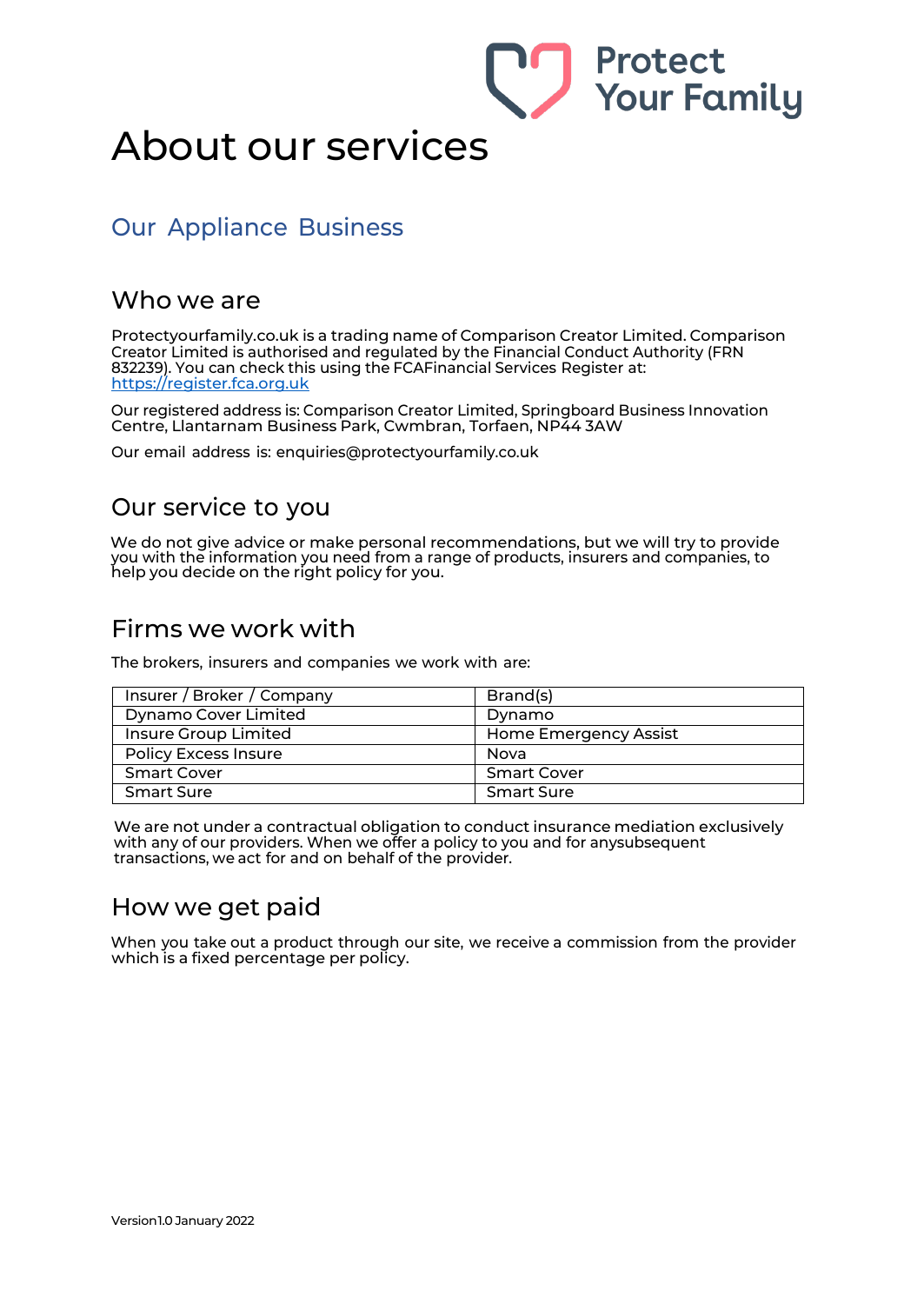Protect Your Family

# About our services

## Our Appliance Business

### Who we are

Protectyourfamily.co.uk is a trading name of Comparison Creator Limited. Comparison Creator Limited is authorised and regulated by the Financial Conduct Authority (FRN 832239). You can check this using the FCAFinancial Services Register at: https://register.fca.org.uk

Our registered address is: Comparison Creator Limited, Springboard Business Innovation Centre, Llantarnam Business Park, Cwmbran, Torfaen, NP44 3AW

Our email address is: enquiries@protectyourfamily.co.uk

### Our service to you

We do not give advice or make personal recommendations, but we will try to provide you with the information you need from a range of products, insurers and companies, to help you decide on the right policy for you.

### Firms we work with

The brokers, insurers and companies we work with are:

| Insurer / Broker / Company | Brand(s) |
|---|---|
| Dynamo Cover Limited | Dynamo |
| Insure Group Limited | Home Emergency Assist |
| Policy Excess Insure | Nova |
| Smart Cover | Smart Cover |
| Smart Sure | Smart Sure |

We are not under a contractual obligation to conduct insurance mediation exclusively with any of our providers. When we offer a policy to you and for anysubsequent transactions, we act for and on behalf of the provider.

### How we get paid

When you take out a product through our site, we receive a commission from the provider which is a fixed percentage per policy.

Version1.0 January 2022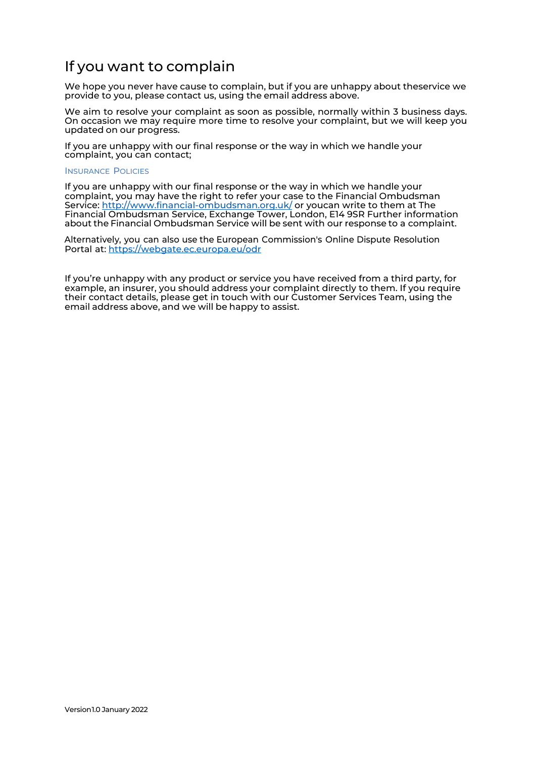# If you want to complain

We hope you never have cause to complain, but if you are unhappy about theservice we provide to you, please contact us, using the email address above.

We aim to resolve your complaint as soon as possible, normally within 3 business days. On occasion we may require more time to resolve your complaint, but we will keep you updated on our progress.

If you are unhappy with our final response or the way in which we handle your complaint, you can contact;

### Insurance Policies

If you are unhappy with our final response or the way in which we handle your complaint, you may have the right to refer your case to the Financial Ombudsman Service: http://www.financial-ombudsman.org.uk/ or youcan write to them at The Financial Ombudsman Service, Exchange Tower, London, E14 9SR Further information about the Financial Ombudsman Service will be sent with our response to a complaint.

Alternatively, you can also use the European Commission's Online Dispute Resolution Portal at: https://webgate.ec.europa.eu/odr

If you're unhappy with any product or service you have received from a third party, for example, an insurer, you should address your complaint directly to them. If you require their contact details, please get in touch with our Customer Services Team, using the email address above, and we will be happy to assist.

Version1.0 January 2022